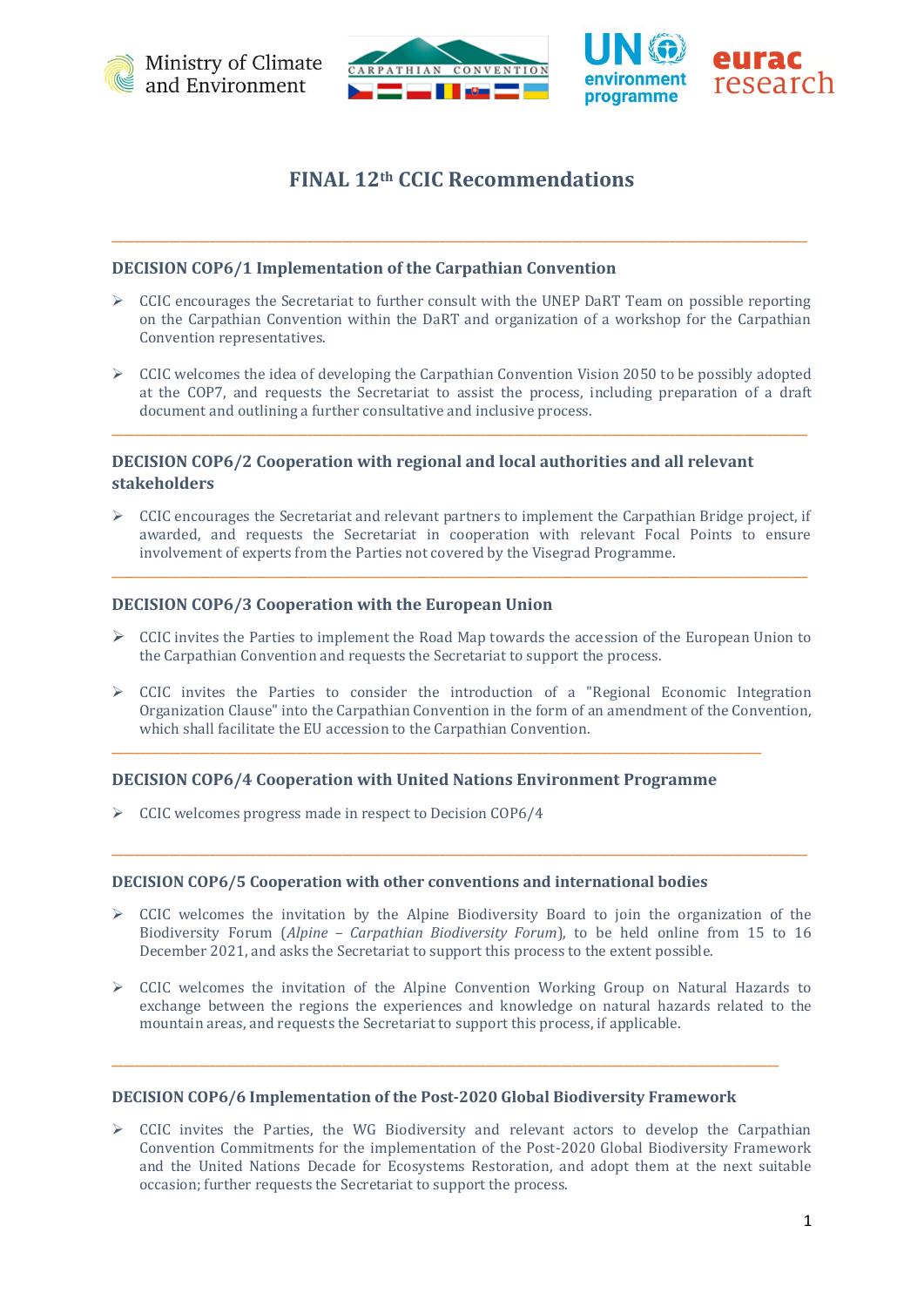# FINAL 12th CCIC Recommendations

---

## DECISION COP6/1 Implementation of the Carpathian Convention

- CCIC encourages the Secretariat to further consult with the UNEP DaRT Team on possible reporting on the Carpathian Convention within the DaRT and organization of a workshop for the Carpathian Convention representatives.

- CCIC welcomes the idea of developing the Carpathian Convention Vision 2050 to be possibly adopted at the COP7, and requests the Secretariat to assist the process, including preparation of a draft document and outlining a further consultative and inclusive process.

---

## DECISION COP6/2 Cooperation with regional and local authorities and all relevant stakeholders

- CCIC encourages the Secretariat and relevant partners to implement the Carpathian Bridge project, if awarded, and requests the Secretariat in cooperation with relevant Focal Points to ensure involvement of experts from the Parties not covered by the Visegrad Programme.

---

## DECISION COP6/3 Cooperation with the European Union

- CCIC invites the Parties to implement the Road Map towards the accession of the European Union to the Carpathian Convention and requests the Secretariat to support the process.

- CCIC invites the Parties to consider the introduction of a "Regional Economic Integration Organization Clause" into the Carpathian Convention in the form of an amendment of the Convention, which shall facilitate the EU accession to the Carpathian Convention.

---

## DECISION COP6/4 Cooperation with United Nations Environment Programme

- CCIC welcomes progress made in respect to Decision COP6/4

---

## DECISION COP6/5 Cooperation with other conventions and international bodies

- CCIC welcomes the invitation by the Alpine Biodiversity Board to join the organization of the Biodiversity Forum (*Alpine – Carpathian Biodiversity Forum*), to be held online from 15 to 16 December 2021, and asks the Secretariat to support this process to the extent possible.

- CCIC welcomes the invitation of the Alpine Convention Working Group on Natural Hazards to exchange between the regions the experiences and knowledge on natural hazards related to the mountain areas, and requests the Secretariat to support this process, if applicable.

---

## DECISION COP6/6 Implementation of the Post-2020 Global Biodiversity Framework

- CCIC invites the Parties, the WG Biodiversity and relevant actors to develop the Carpathian Convention Commitments for the implementation of the Post-2020 Global Biodiversity Framework and the United Nations Decade for Ecosystems Restoration, and adopt them at the next suitable occasion; further requests the Secretariat to support the process.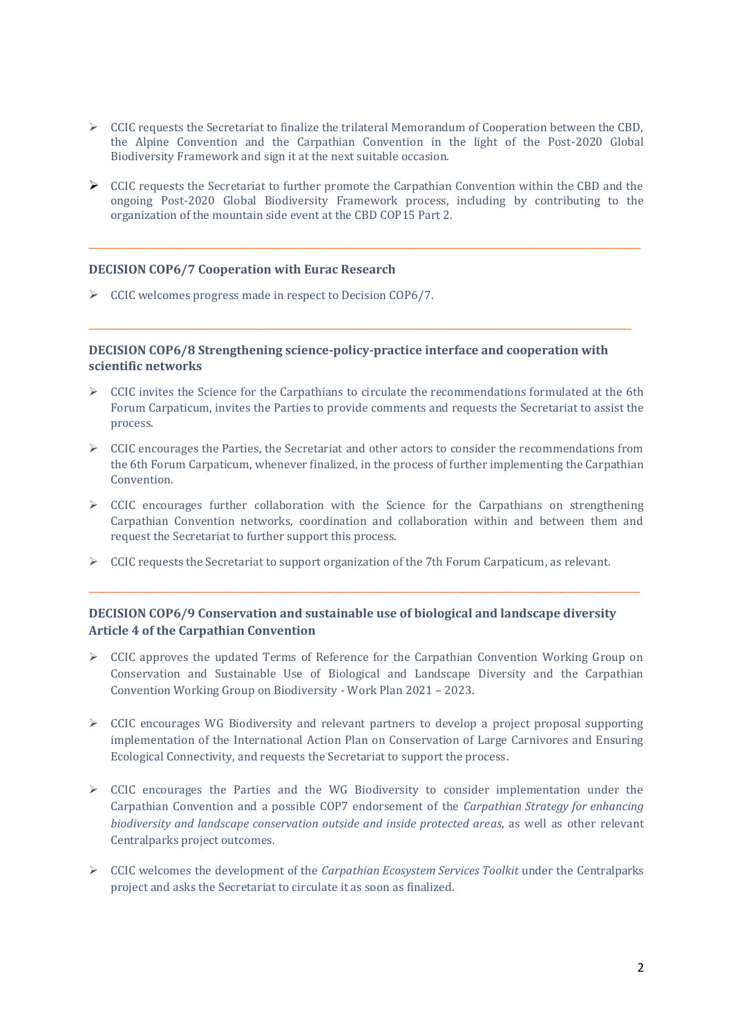- CCIC requests the Secretariat to finalize the trilateral Memorandum of Cooperation between the CBD, the Alpine Convention and the Carpathian Convention in the light of the Post-2020 Global Biodiversity Framework and sign it at the next suitable occasion.
- CCIC requests the Secretariat to further promote the Carpathian Convention within the CBD and the ongoing Post-2020 Global Biodiversity Framework process, including by contributing to the organization of the mountain side event at the CBD COP15 Part 2.

---

**DECISION COP6/7 Cooperation with Eurac Research**

- CCIC welcomes progress made in respect to Decision COP6/7.

---

**DECISION COP6/8 Strengthening science-policy-practice interface and cooperation with scientific networks**

- CCIC invites the Science for the Carpathians to circulate the recommendations formulated at the 6th Forum Carpaticum, invites the Parties to provide comments and requests the Secretariat to assist the process.
- CCIC encourages the Parties, the Secretariat and other actors to consider the recommendations from the 6th Forum Carpaticum, whenever finalized, in the process of further implementing the Carpathian Convention.
- CCIC encourages further collaboration with the Science for the Carpathians on strengthening Carpathian Convention networks, coordination and collaboration within and between them and request the Secretariat to further support this process.
- CCIC requests the Secretariat to support organization of the 7th Forum Carpaticum, as relevant.

---

**DECISION COP6/9 Conservation and sustainable use of biological and landscape diversity Article 4 of the Carpathian Convention**

- CCIC approves the updated Terms of Reference for the Carpathian Convention Working Group on Conservation and Sustainable Use of Biological and Landscape Diversity and the Carpathian Convention Working Group on Biodiversity - Work Plan 2021 – 2023.
- CCIC encourages WG Biodiversity and relevant partners to develop a project proposal supporting implementation of the International Action Plan on Conservation of Large Carnivores and Ensuring Ecological Connectivity, and requests the Secretariat to support the process.
- CCIC encourages the Parties and the WG Biodiversity to consider implementation under the Carpathian Convention and a possible COP7 endorsement of the *Carpathian Strategy for enhancing biodiversity and landscape conservation outside and inside protected areas*, as well as other relevant Centralparks project outcomes.
- CCIC welcomes the development of the *Carpathian Ecosystem Services Toolkit* under the Centralparks project and asks the Secretariat to circulate it as soon as finalized.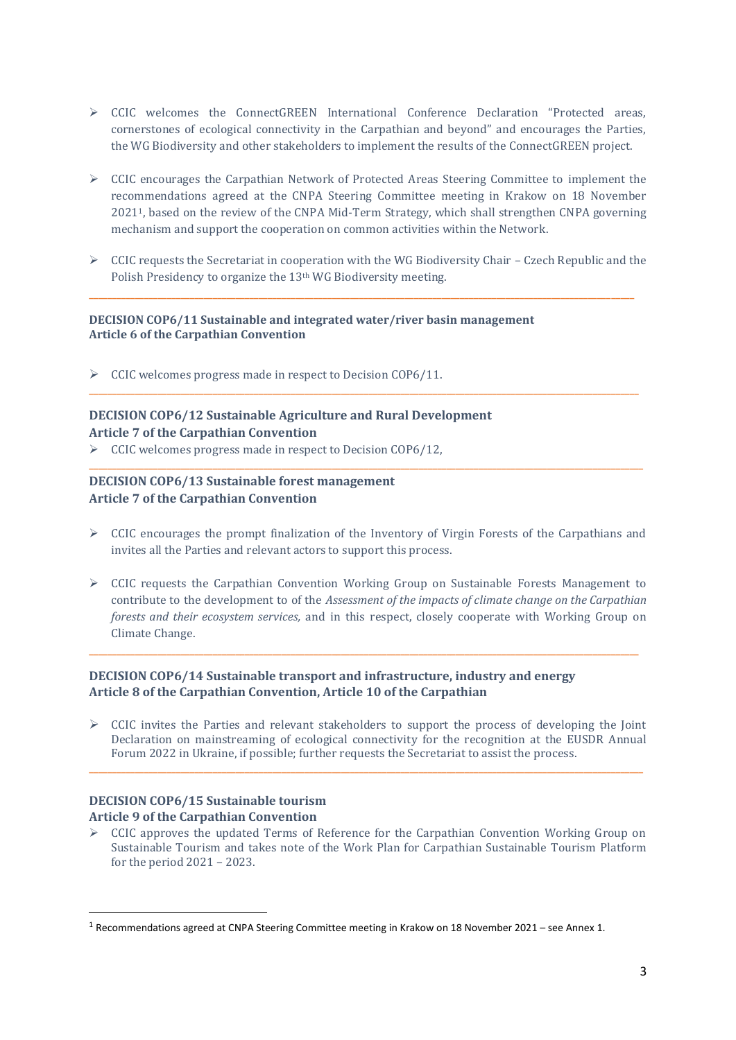- CCIC welcomes the ConnectGREEN International Conference Declaration "Protected areas, cornerstones of ecological connectivity in the Carpathian and beyond" and encourages the Parties, the WG Biodiversity and other stakeholders to implement the results of the ConnectGREEN project.

- CCIC encourages the Carpathian Network of Protected Areas Steering Committee to implement the recommendations agreed at the CNPA Steering Committee meeting in Krakow on 18 November 2021[1], based on the review of the CNPA Mid-Term Strategy, which shall strengthen CNPA governing mechanism and support the cooperation on common activities within the Network.

- CCIC requests the Secretariat in cooperation with the WG Biodiversity Chair – Czech Republic and the Polish Presidency to organize the 13th WG Biodiversity meeting.

---

**DECISION COP6/11 Sustainable and integrated water/river basin management**
**Article 6 of the Carpathian Convention**

- CCIC welcomes progress made in respect to Decision COP6/11.

---

**DECISION COP6/12 Sustainable Agriculture and Rural Development**
**Article 7 of the Carpathian Convention**

- CCIC welcomes progress made in respect to Decision COP6/12,

---

**DECISION COP6/13 Sustainable forest management**
**Article 7 of the Carpathian Convention**

- CCIC encourages the prompt finalization of the Inventory of Virgin Forests of the Carpathians and invites all the Parties and relevant actors to support this process.

- CCIC requests the Carpathian Convention Working Group on Sustainable Forests Management to contribute to the development to of the *Assessment of the impacts of climate change on the Carpathian forests and their ecosystem services,* and in this respect, closely cooperate with Working Group on Climate Change.

---

**DECISION COP6/14 Sustainable transport and infrastructure, industry and energy**
**Article 8 of the Carpathian Convention, Article 10 of the Carpathian**

- CCIC invites the Parties and relevant stakeholders to support the process of developing the Joint Declaration on mainstreaming of ecological connectivity for the recognition at the EUSDR Annual Forum 2022 in Ukraine, if possible; further requests the Secretariat to assist the process.

---

**DECISION COP6/15 Sustainable tourism**
**Article 9 of the Carpathian Convention**

- CCIC approves the updated Terms of Reference for the Carpathian Convention Working Group on Sustainable Tourism and takes note of the Work Plan for Carpathian Sustainable Tourism Platform for the period 2021 – 2023.

---

[1] Recommendations agreed at CNPA Steering Committee meeting in Krakow on 18 November 2021 – see Annex 1.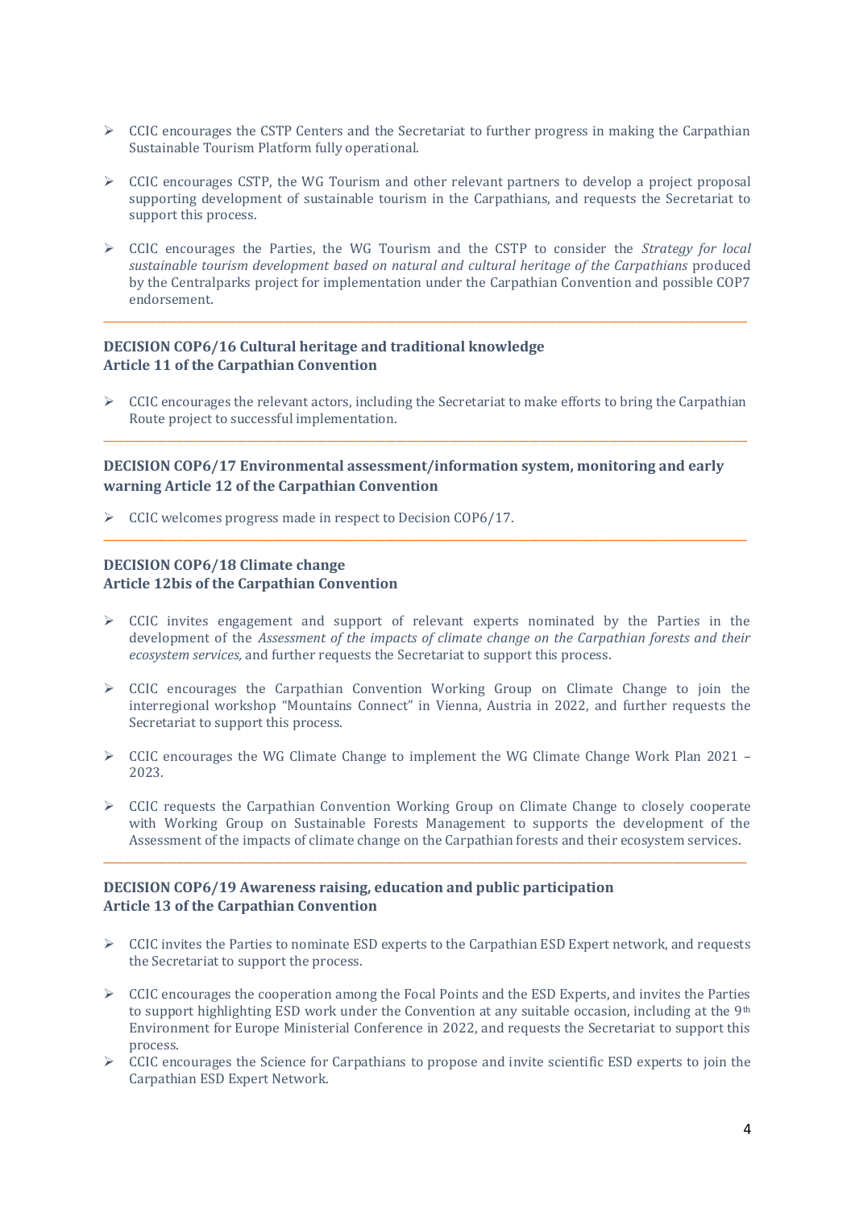- CCIC encourages the CSTP Centers and the Secretariat to further progress in making the Carpathian Sustainable Tourism Platform fully operational.
- CCIC encourages CSTP, the WG Tourism and other relevant partners to develop a project proposal supporting development of sustainable tourism in the Carpathians, and requests the Secretariat to support this process.
- CCIC encourages the Parties, the WG Tourism and the CSTP to consider the *Strategy for local sustainable tourism development based on natural and cultural heritage of the Carpathians* produced by the Centralparks project for implementation under the Carpathian Convention and possible COP7 endorsement.

---

**DECISION COP6/16 Cultural heritage and traditional knowledge**
**Article 11 of the Carpathian Convention**

- CCIC encourages the relevant actors, including the Secretariat to make efforts to bring the Carpathian Route project to successful implementation.

---

**DECISION COP6/17 Environmental assessment/information system, monitoring and early warning Article 12 of the Carpathian Convention**

- CCIC welcomes progress made in respect to Decision COP6/17.

---

**DECISION COP6/18 Climate change**
**Article 12bis of the Carpathian Convention**

- CCIC invites engagement and support of relevant experts nominated by the Parties in the development of the *Assessment of the impacts of climate change on the Carpathian forests and their ecosystem services,* and further requests the Secretariat to support this process.
- CCIC encourages the Carpathian Convention Working Group on Climate Change to join the interregional workshop "Mountains Connect" in Vienna, Austria in 2022, and further requests the Secretariat to support this process.
- CCIC encourages the WG Climate Change to implement the WG Climate Change Work Plan 2021 – 2023.
- CCIC requests the Carpathian Convention Working Group on Climate Change to closely cooperate with Working Group on Sustainable Forests Management to supports the development of the Assessment of the impacts of climate change on the Carpathian forests and their ecosystem services.

---

**DECISION COP6/19 Awareness raising, education and public participation**
**Article 13 of the Carpathian Convention**

- CCIC invites the Parties to nominate ESD experts to the Carpathian ESD Expert network, and requests the Secretariat to support the process.
- CCIC encourages the cooperation among the Focal Points and the ESD Experts, and invites the Parties to support highlighting ESD work under the Convention at any suitable occasion, including at the 9th Environment for Europe Ministerial Conference in 2022, and requests the Secretariat to support this process.
- CCIC encourages the Science for Carpathians to propose and invite scientific ESD experts to join the Carpathian ESD Expert Network.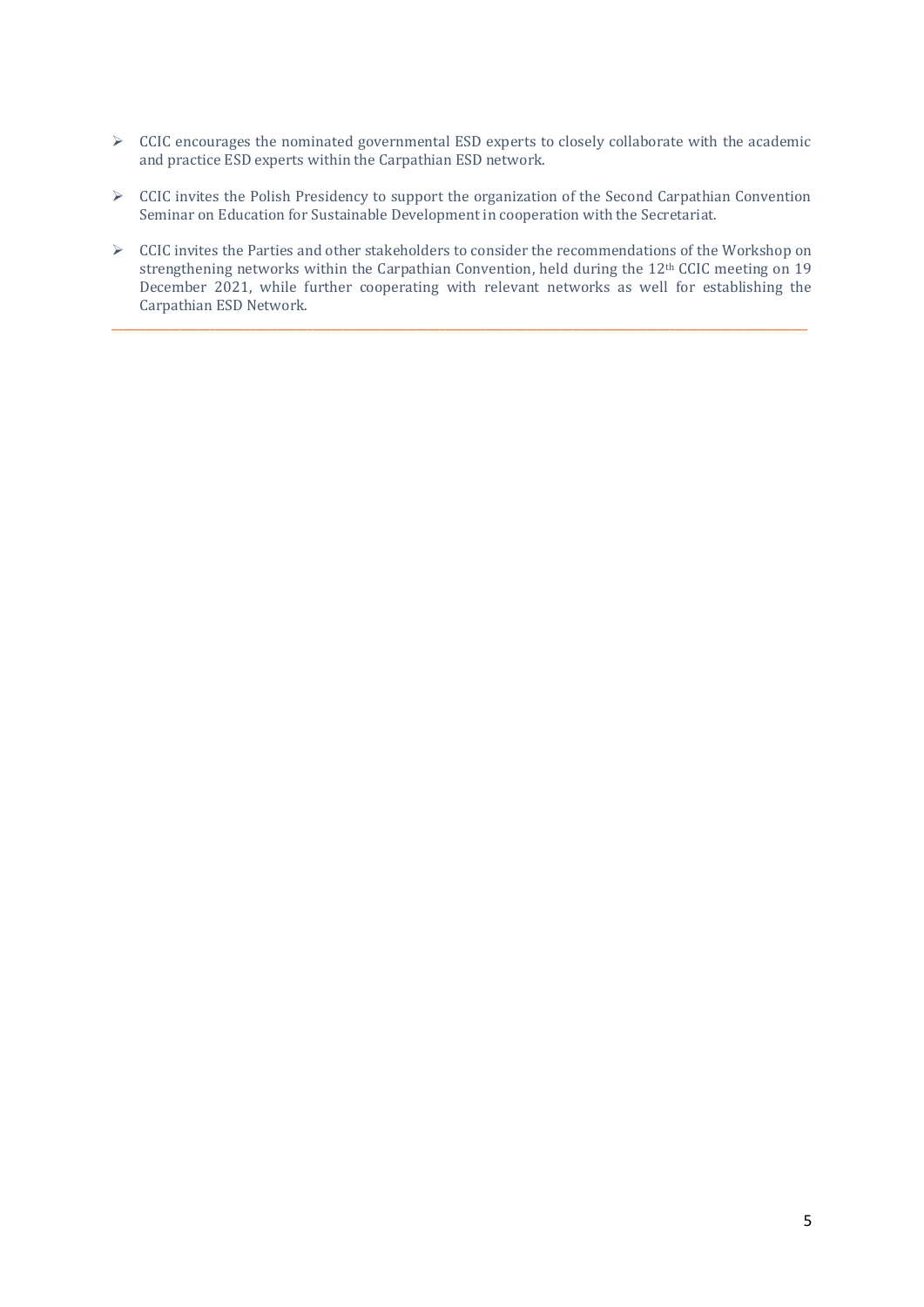- CCIC encourages the nominated governmental ESD experts to closely collaborate with the academic and practice ESD experts within the Carpathian ESD network.
- CCIC invites the Polish Presidency to support the organization of the Second Carpathian Convention Seminar on Education for Sustainable Development in cooperation with the Secretariat.
- CCIC invites the Parties and other stakeholders to consider the recommendations of the Workshop on strengthening networks within the Carpathian Convention, held during the 12th CCIC meeting on 19 December 2021, while further cooperating with relevant networks as well for establishing the Carpathian ESD Network.

---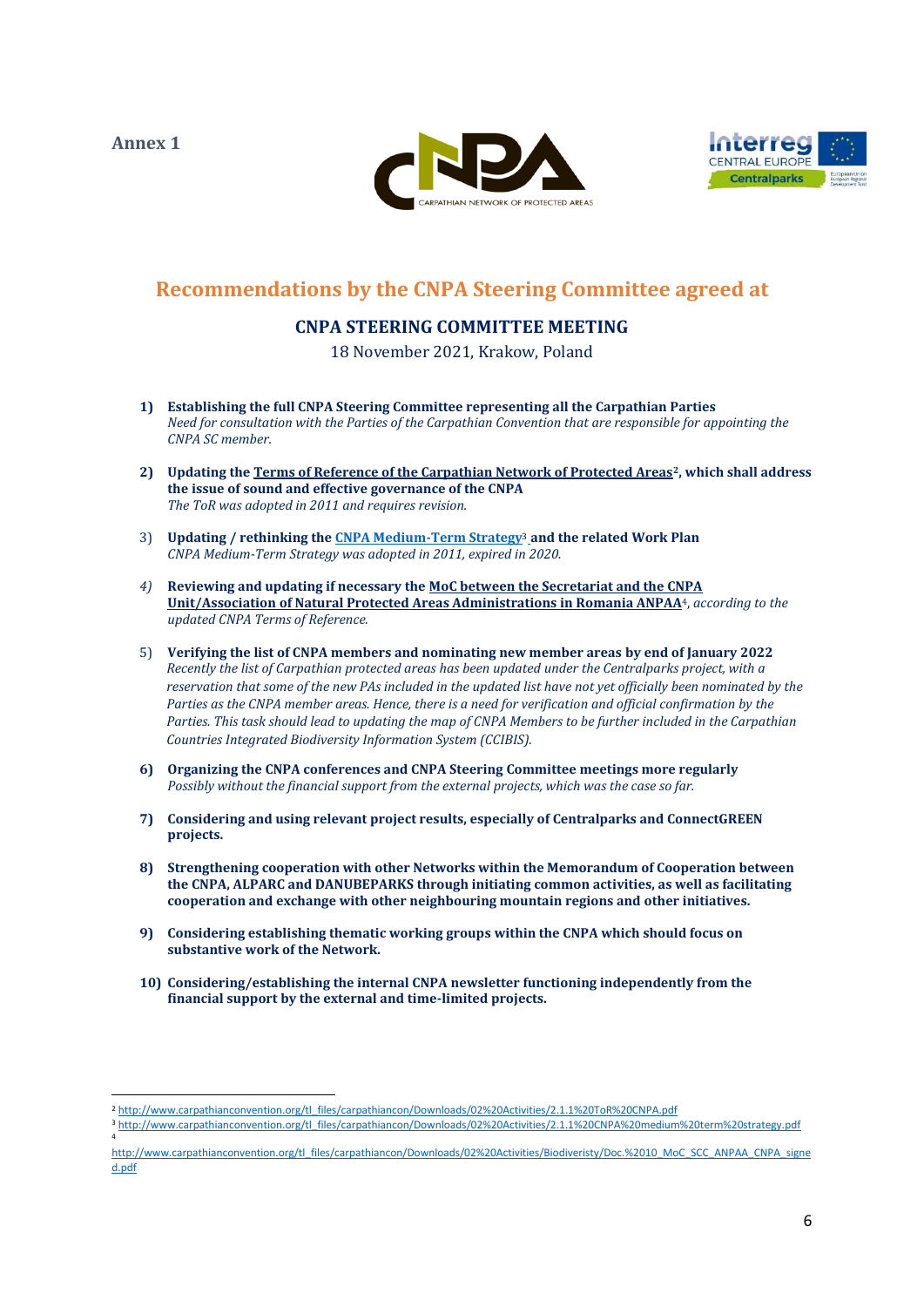Annex 1

## Recommendations by the CNPA Steering Committee agreed at

### CNPA STEERING COMMITTEE MEETING

18 November 2021, Krakow, Poland

1) **Establishing the full CNPA Steering Committee representing all the Carpathian Parties**
   *Need for consultation with the Parties of the Carpathian Convention that are responsible for appointing the CNPA SC member.*

2) **Updating the Terms of Reference of the Carpathian Network of Protected Areas[2], which shall address the issue of sound and effective governance of the CNPA**
   *The ToR was adopted in 2011 and requires revision.*

3) **Updating / rethinking the CNPA Medium-Term Strategy[3] and the related Work Plan**
   *CNPA Medium-Term Strategy was adopted in 2011, expired in 2020.*

4) **Reviewing and updating if necessary the MoC between the Secretariat and the CNPA Unit/Association of Natural Protected Areas Administrations in Romania ANPAA**[4], *according to the updated CNPA Terms of Reference.*

5) **Verifying the list of CNPA members and nominating new member areas by end of January 2022**
   *Recently the list of Carpathian protected areas has been updated under the Centralparks project, with a reservation that some of the new PAs included in the updated list have not yet officially been nominated by the Parties as the CNPA member areas. Hence, there is a need for verification and official confirmation by the Parties. This task should lead to updating the map of CNPA Members to be further included in the Carpathian Countries Integrated Biodiversity Information System (CCIBIS).*

6) **Organizing the CNPA conferences and CNPA Steering Committee meetings more regularly**
   *Possibly without the financial support from the external projects, which was the case so far.*

7) **Considering and using relevant project results, especially of Centralparks and ConnectGREEN projects.**

8) **Strengthening cooperation with other Networks within the Memorandum of Cooperation between the CNPA, ALPARC and DANUBEPARKS through initiating common activities, as well as facilitating cooperation and exchange with other neighbouring mountain regions and other initiatives.**

9) **Considering establishing thematic working groups within the CNPA which should focus on substantive work of the Network.**

10) **Considering/establishing the internal CNPA newsletter functioning independently from the financial support by the external and time-limited projects.**

---

[2] http://www.carpathianconvention.org/tl_files/carpathiancon/Downloads/02%20Activities/2.1.1%20ToR%20CNPA.pdf

[3] http://www.carpathianconvention.org/tl_files/carpathiancon/Downloads/02%20Activities/2.1.1%20CNPA%20medium%20term%20strategy.pdf

[4] http://www.carpathianconvention.org/tl_files/carpathiancon/Downloads/02%20Activities/Biodiveristy/Doc.%2010_MoC_SCC_ANPAA_CNPA_signed.pdf